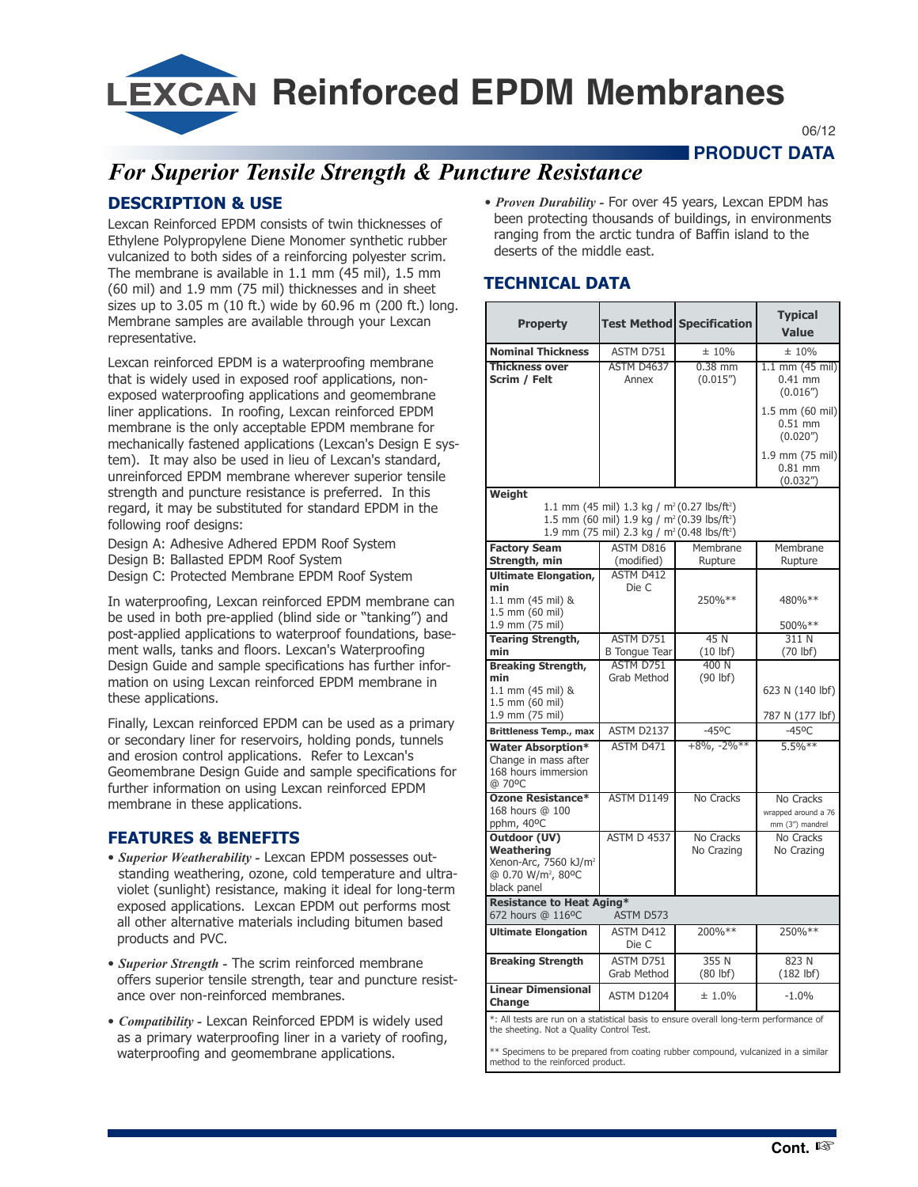# LEXCAN Reinforced EPDM Membranes

06/12

**PRODUCT DATA**

## *For Superior Tensile Strength & Puncture Resistance*

### DESCRIPTION & USE

Lexcan Reinforced EPDM consists of twin thicknesses of Ethylene Polypropylene Diene Monomer synthetic rubber vulcanized to both sides of a reinforcing polyester scrim. The membrane is available in 1.1 mm (45 mil), 1.5 mm (60 mil) and 1.9 mm (75 mil) thicknesses and in sheet sizes up to 3.05 m (10 ft.) wide by 60.96 m (200 ft.) long. Membrane samples are available through your Lexcan representative.

Lexcan reinforced EPDM is a waterproofing membrane that is widely used in exposed roof applications, non-exposed waterproofing applications and geomembrane liner applications. In roofing, Lexcan reinforced EPDM membrane is the only acceptable EPDM membrane for mechanically fastened applications (Lexcan's Design E system). It may also be used in lieu of Lexcan's standard, unreinforced EPDM membrane wherever superior tensile strength and puncture resistance is preferred. In this regard, it may be substituted for standard EPDM in the following roof designs:

Design A: Adhesive Adhered EPDM Roof System
Design B: Ballasted EPDM Roof System
Design C: Protected Membrane EPDM Roof System

In waterproofing, Lexcan reinforced EPDM membrane can be used in both pre-applied (blind side or "tanking") and post-applied applications to waterproof foundations, basement walls, tanks and floors. Lexcan's Waterproofing Design Guide and sample specifications has further information on using Lexcan reinforced EPDM membrane in these applications.

Finally, Lexcan reinforced EPDM can be used as a primary or secondary liner for reservoirs, holding ponds, tunnels and erosion control applications. Refer to Lexcan's Geomembrane Design Guide and sample specifications for further information on using Lexcan reinforced EPDM membrane in these applications.

### FEATURES & BENEFITS

- ***Superior Weatherability -*** Lexcan EPDM possesses outstanding weathering, ozone, cold temperature and ultraviolet (sunlight) resistance, making it ideal for long-term exposed applications. Lexcan EPDM out performs most all other alternative materials including bitumen based products and PVC.
- ***Superior Strength -*** The scrim reinforced membrane offers superior tensile strength, tear and puncture resistance over non-reinforced membranes.
- ***Compatibility -*** Lexcan Reinforced EPDM is widely used as a primary waterproofing liner in a variety of roofing, waterproofing and geomembrane applications.
- ***Proven Durability -*** For over 45 years, Lexcan EPDM has been protecting thousands of buildings, in environments ranging from the arctic tundra of Baffin island to the deserts of the middle east.

### TECHNICAL DATA

| Property | Test Method | Specification | Typical Value |
|---|---|---|---|
| **Nominal Thickness** | ASTM D751 | ± 10% | ± 10% |
| **Thickness over Scrim / Felt** | ASTM D4637 Annex | 0.38 mm (0.015") | 1.1 mm (45 mil) 0.41 mm (0.016")<br>1.5 mm (60 mil) 0.51 mm (0.020")<br>1.9 mm (75 mil) 0.81 mm (0.032") |
| **Weight**<br>1.1 mm (45 mil) 1.3 kg / m² (0.27 lbs/ft²)<br>1.5 mm (60 mil) 1.9 kg / m² (0.39 lbs/ft²)<br>1.9 mm (75 mil) 2.3 kg / m² (0.48 lbs/ft²) | | | |
| **Factory Seam Strength, min** | ASTM D816 (modified) | Membrane Rupture | Membrane Rupture |
| **Ultimate Elongation, min**<br>1.1 mm (45 mil) & 1.5 mm (60 mil)<br>1.9 mm (75 mil) | ASTM D412 Die C | 250%** | 480%**<br>500%** |
| **Tearing Strength, min** | ASTM D751 B Tongue Tear | 45 N (10 lbf) | 311 N (70 lbf) |
| **Breaking Strength, min**<br>1.1 mm (45 mil) & 1.5 mm (60 mil)<br>1.9 mm (75 mil) | ASTM D751 Grab Method | 400 N (90 lbf) | 623 N (140 lbf)<br>787 N (177 lbf) |
| **Brittleness Temp., max** | ASTM D2137 | -45ºC | -45ºC |
| **Water Absorption***<br>Change in mass after 168 hours immersion @ 70ºC | ASTM D471 | +8%, -2%** | 5.5%** |
| **Ozone Resistance***<br>168 hours @ 100 pphm, 40ºC | ASTM D1149 | No Cracks | No Cracks wrapped around a 76 mm (3") mandrel |
| **Outdoor (UV) Weathering**<br>Xenon-Arc, 7560 kJ/m² @ 0.70 W/m², 80ºC black panel | ASTM D 4537 | No Cracks No Crazing | No Cracks No Crazing |
| **Resistance to Heat Aging***<br>672 hours @ 116ºC | ASTM D573 | | |
| **Ultimate Elongation** | ASTM D412 Die C | 200%** | 250%** |
| **Breaking Strength** | ASTM D751 Grab Method | 355 N (80 lbf) | 823 N (182 lbf) |
| **Linear Dimensional Change** | ASTM D1204 | ± 1.0% | -1.0% |

*: All tests are run on a statistical basis to ensure overall long-term performance of the sheeting. Not a Quality Control Test.

** Specimens to be prepared from coating rubber compound, vulcanized in a similar method to the reinforced product.

**Cont.** ☞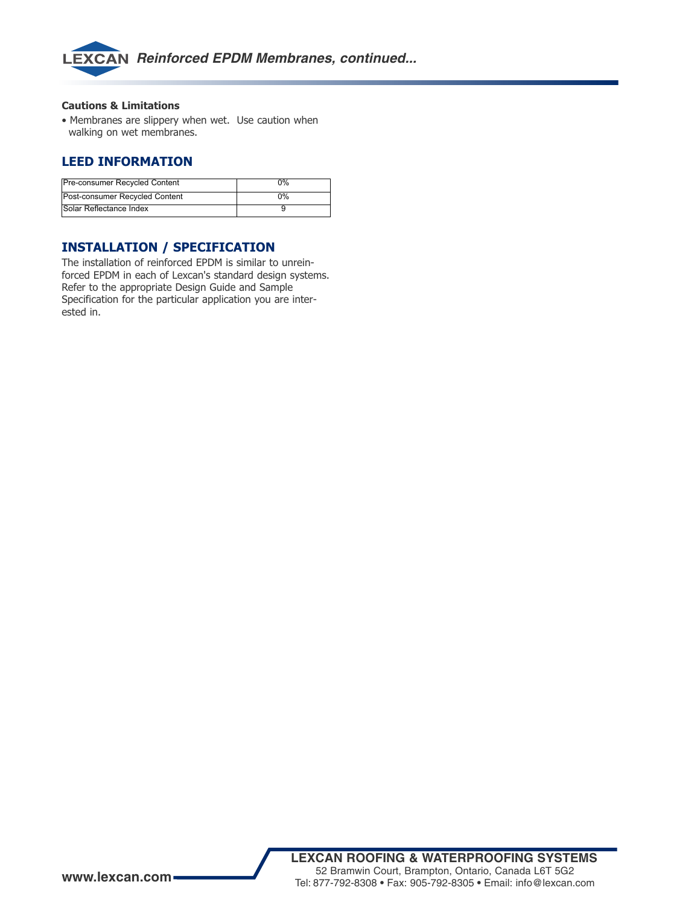**Cautions & Limitations**

- Membranes are slippery when wet. Use caution when walking on wet membranes.

## LEED INFORMATION

| | |
|---|---|
| Pre-consumer Recycled Content | 0% |
| Post-consumer Recycled Content | 0% |
| Solar Reflectance Index | 9 |

## INSTALLATION / SPECIFICATION

The installation of reinforced EPDM is similar to unreinforced EPDM in each of Lexcan's standard design systems. Refer to the appropriate Design Guide and Sample Specification for the particular application you are interested in.

www.lexcan.com

**LEXCAN ROOFING & WATERPROOFING SYSTEMS**
52 Bramwin Court, Brampton, Ontario, Canada L6T 5G2
Tel: 877-792-8308 • Fax: 905-792-8305 • Email: info@lexcan.com